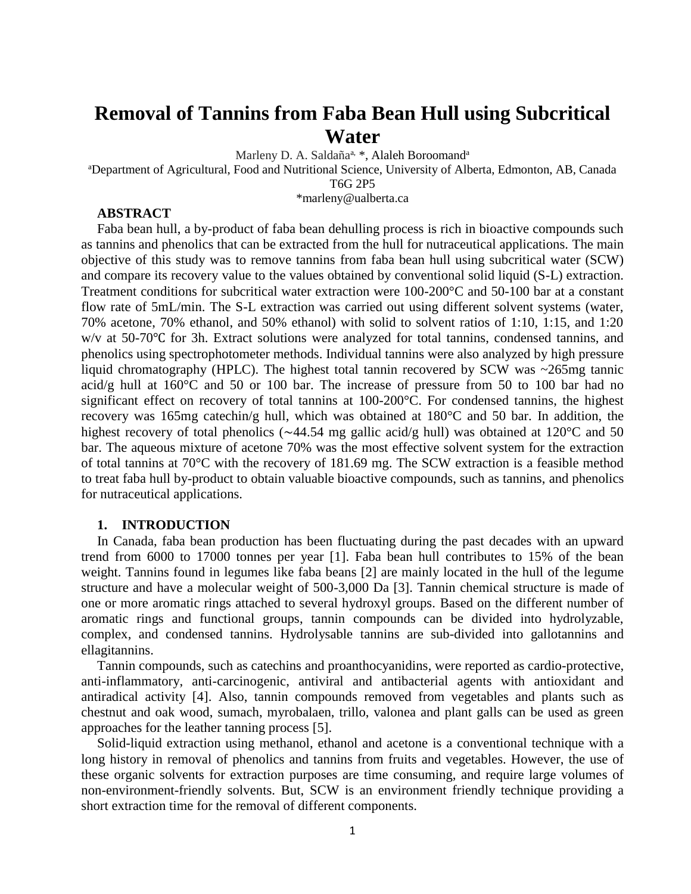# Removal of Tannins from Faba Bean Hull using Subcritical Water

Marleny D. A. Saldaña[a, *], Alaleh Boroomand[a]

[a]Department of Agricultural, Food and Nutritional Science, University of Alberta, Edmonton, AB, Canada T6G 2P5

*marleny@ualberta.ca

## ABSTRACT

Faba bean hull, a by-product of faba bean dehulling process is rich in bioactive compounds such as tannins and phenolics that can be extracted from the hull for nutraceutical applications. The main objective of this study was to remove tannins from faba bean hull using subcritical water (SCW) and compare its recovery value to the values obtained by conventional solid liquid (S-L) extraction. Treatment conditions for subcritical water extraction were 100-200°C and 50-100 bar at a constant flow rate of 5mL/min. The S-L extraction was carried out using different solvent systems (water, 70% acetone, 70% ethanol, and 50% ethanol) with solid to solvent ratios of 1:10, 1:15, and 1:20 w/v at 50-70℃ for 3h. Extract solutions were analyzed for total tannins, condensed tannins, and phenolics using spectrophotometer methods. Individual tannins were also analyzed by high pressure liquid chromatography (HPLC). The highest total tannin recovered by SCW was ~265mg tannic acid/g hull at 160°C and 50 or 100 bar. The increase of pressure from 50 to 100 bar had no significant effect on recovery of total tannins at 100-200°C. For condensed tannins, the highest recovery was 165mg catechin/g hull, which was obtained at 180°C and 50 bar. In addition, the highest recovery of total phenolics (∼44.54 mg gallic acid/g hull) was obtained at 120°C and 50 bar. The aqueous mixture of acetone 70% was the most effective solvent system for the extraction of total tannins at 70°C with the recovery of 181.69 mg. The SCW extraction is a feasible method to treat faba hull by-product to obtain valuable bioactive compounds, such as tannins, and phenolics for nutraceutical applications.

## 1. INTRODUCTION

In Canada, faba bean production has been fluctuating during the past decades with an upward trend from 6000 to 17000 tonnes per year [1]. Faba bean hull contributes to 15% of the bean weight. Tannins found in legumes like faba beans [2] are mainly located in the hull of the legume structure and have a molecular weight of 500-3,000 Da [3]. Tannin chemical structure is made of one or more aromatic rings attached to several hydroxyl groups. Based on the different number of aromatic rings and functional groups, tannin compounds can be divided into hydrolyzable, complex, and condensed tannins. Hydrolysable tannins are sub-divided into gallotannins and ellagitannins.

Tannin compounds, such as catechins and proanthocyanidins, were reported as cardio-protective, anti-inflammatory, anti-carcinogenic, antiviral and antibacterial agents with antioxidant and antiradical activity [4]. Also, tannin compounds removed from vegetables and plants such as chestnut and oak wood, sumach, myrobalaen, trillo, valonea and plant galls can be used as green approaches for the leather tanning process [5].

Solid-liquid extraction using methanol, ethanol and acetone is a conventional technique with a long history in removal of phenolics and tannins from fruits and vegetables. However, the use of these organic solvents for extraction purposes are time consuming, and require large volumes of non-environment-friendly solvents. But, SCW is an environment friendly technique providing a short extraction time for the removal of different components.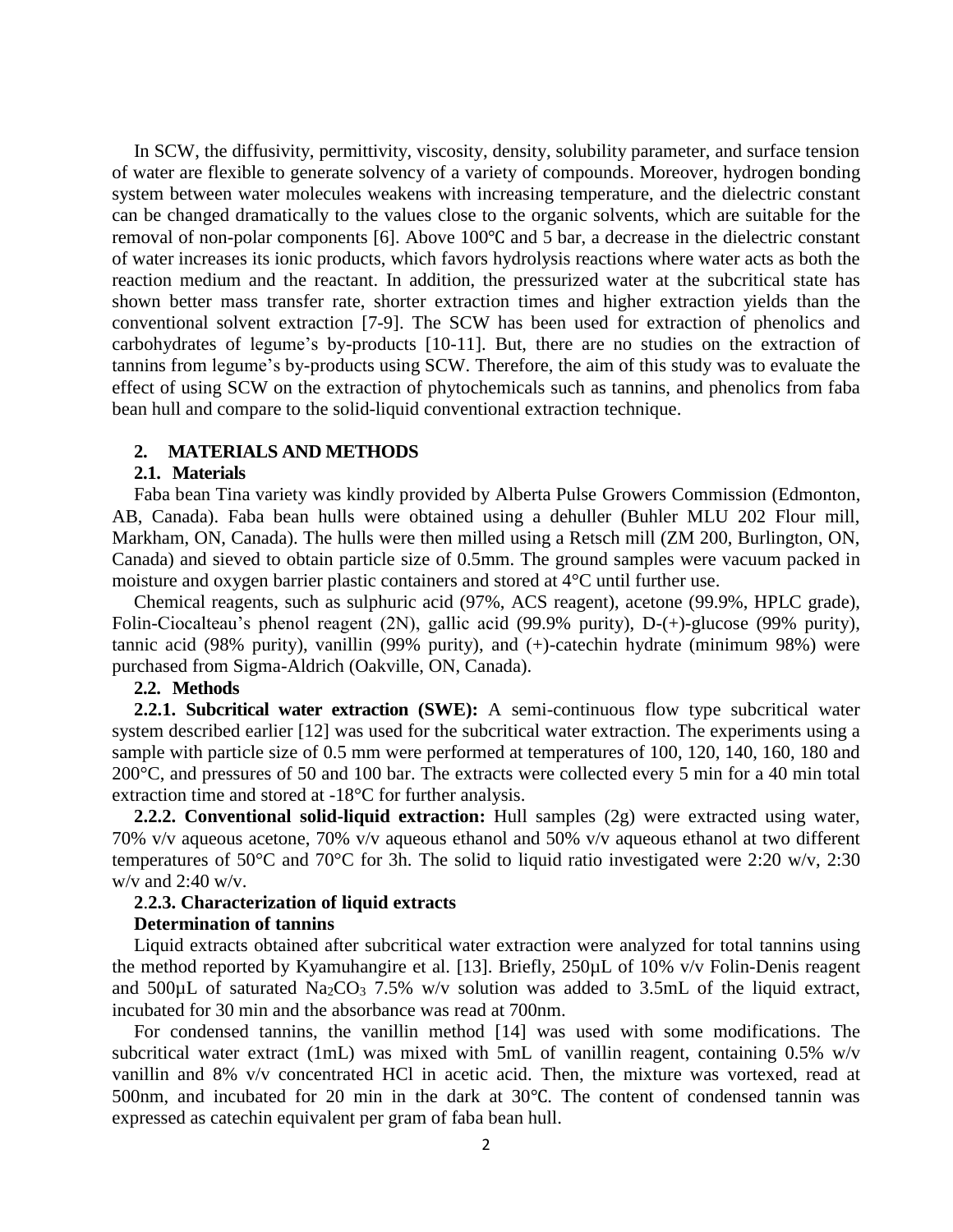In SCW, the diffusivity, permittivity, viscosity, density, solubility parameter, and surface tension of water are flexible to generate solvency of a variety of compounds. Moreover, hydrogen bonding system between water molecules weakens with increasing temperature, and the dielectric constant can be changed dramatically to the values close to the organic solvents, which are suitable for the removal of non-polar components [6]. Above 100℃ and 5 bar, a decrease in the dielectric constant of water increases its ionic products, which favors hydrolysis reactions where water acts as both the reaction medium and the reactant. In addition, the pressurized water at the subcritical state has shown better mass transfer rate, shorter extraction times and higher extraction yields than the conventional solvent extraction [7-9]. The SCW has been used for extraction of phenolics and carbohydrates of legume's by-products [10-11]. But, there are no studies on the extraction of tannins from legume's by-products using SCW. Therefore, the aim of this study was to evaluate the effect of using SCW on the extraction of phytochemicals such as tannins, and phenolics from faba bean hull and compare to the solid-liquid conventional extraction technique.

## 2. MATERIALS AND METHODS

### 2.1. Materials

Faba bean Tina variety was kindly provided by Alberta Pulse Growers Commission (Edmonton, AB, Canada). Faba bean hulls were obtained using a dehuller (Buhler MLU 202 Flour mill, Markham, ON, Canada). The hulls were then milled using a Retsch mill (ZM 200, Burlington, ON, Canada) and sieved to obtain particle size of 0.5mm. The ground samples were vacuum packed in moisture and oxygen barrier plastic containers and stored at 4°C until further use.

Chemical reagents, such as sulphuric acid (97%, ACS reagent), acetone (99.9%, HPLC grade), Folin-Ciocalteau's phenol reagent (2N), gallic acid (99.9% purity), D-(+)-glucose (99% purity), tannic acid (98% purity), vanillin (99% purity), and (+)-catechin hydrate (minimum 98%) were purchased from Sigma-Aldrich (Oakville, ON, Canada).

### 2.2. Methods

**2.2.1. Subcritical water extraction (SWE):** A semi-continuous flow type subcritical water system described earlier [12] was used for the subcritical water extraction. The experiments using a sample with particle size of 0.5 mm were performed at temperatures of 100, 120, 140, 160, 180 and 200°C, and pressures of 50 and 100 bar. The extracts were collected every 5 min for a 40 min total extraction time and stored at -18°C for further analysis.

**2.2.2. Conventional solid-liquid extraction:** Hull samples (2g) were extracted using water, 70% v/v aqueous acetone, 70% v/v aqueous ethanol and 50% v/v aqueous ethanol at two different temperatures of 50°C and 70°C for 3h. The solid to liquid ratio investigated were 2:20 w/v, 2:30 w/v and 2:40 w/v.

**2.2.3. Characterization of liquid extracts**

**Determination of tannins**

Liquid extracts obtained after subcritical water extraction were analyzed for total tannins using the method reported by Kyamuhangire et al. [13]. Briefly, 250µL of 10% v/v Folin-Denis reagent and 500µL of saturated $Na_2CO_3$ 7.5% w/v solution was added to 3.5mL of the liquid extract, incubated for 30 min and the absorbance was read at 700nm.

For condensed tannins, the vanillin method [14] was used with some modifications. The subcritical water extract (1mL) was mixed with 5mL of vanillin reagent, containing 0.5% w/v vanillin and 8% v/v concentrated HCl in acetic acid. Then, the mixture was vortexed, read at 500nm, and incubated for 20 min in the dark at 30℃. The content of condensed tannin was expressed as catechin equivalent per gram of faba bean hull.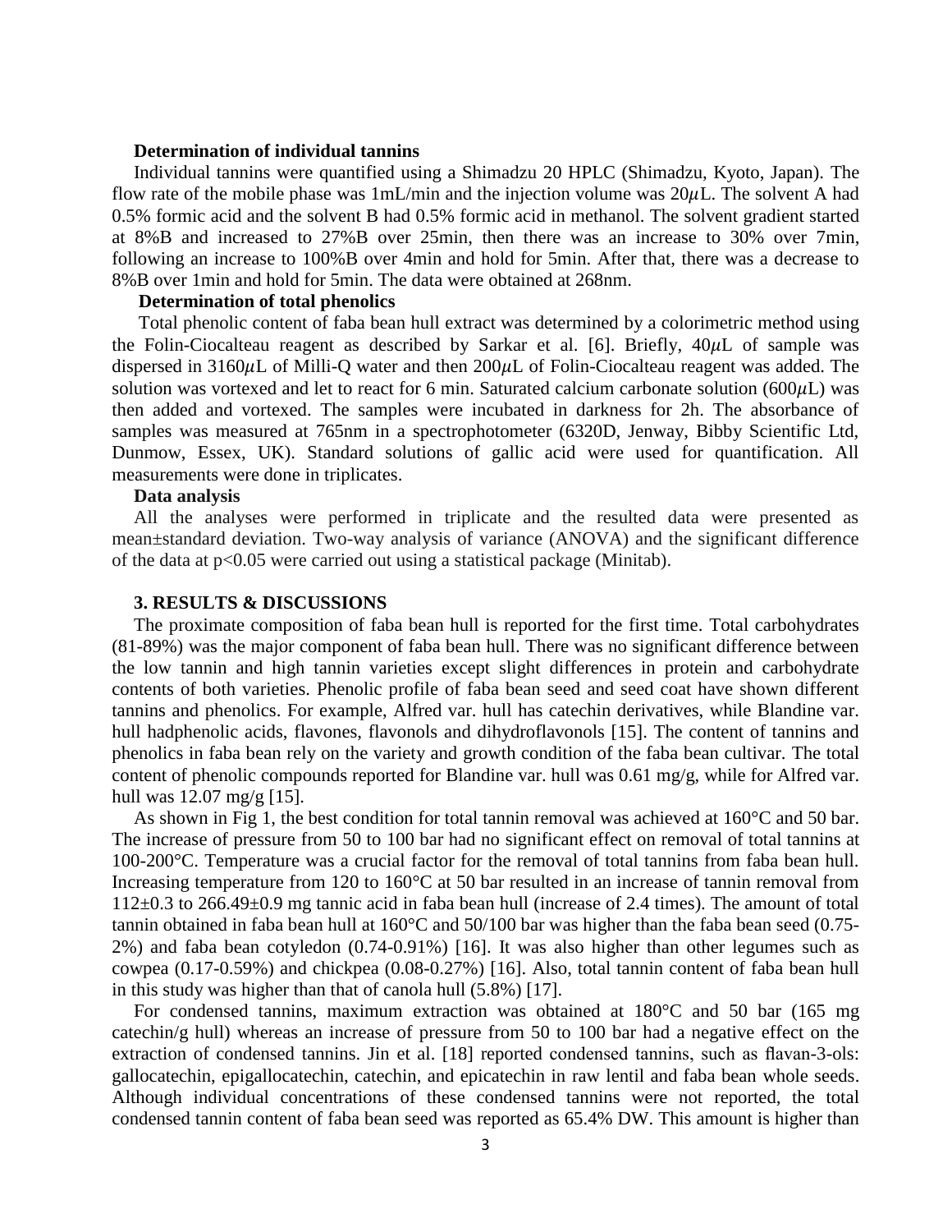**Determination of individual tannins**

Individual tannins were quantified using a Shimadzu 20 HPLC (Shimadzu, Kyoto, Japan). The flow rate of the mobile phase was 1mL/min and the injection volume was 20$\mu$L. The solvent A had 0.5% formic acid and the solvent B had 0.5% formic acid in methanol. The solvent gradient started at 8%B and increased to 27%B over 25min, then there was an increase to 30% over 7min, following an increase to 100%B over 4min and hold for 5min. After that, there was a decrease to 8%B over 1min and hold for 5min. The data were obtained at 268nm.

**Determination of total phenolics**

Total phenolic content of faba bean hull extract was determined by a colorimetric method using the Folin-Ciocalteau reagent as described by Sarkar et al. [6]. Briefly, 40$\mu$L of sample was dispersed in 3160$\mu$L of Milli-Q water and then 200$\mu$L of Folin-Ciocalteau reagent was added. The solution was vortexed and let to react for 6 min. Saturated calcium carbonate solution (600$\mu$L) was then added and vortexed. The samples were incubated in darkness for 2h. The absorbance of samples was measured at 765nm in a spectrophotometer (6320D, Jenway, Bibby Scientific Ltd, Dunmow, Essex, UK). Standard solutions of gallic acid were used for quantification. All measurements were done in triplicates.

**Data analysis**

All the analyses were performed in triplicate and the resulted data were presented as mean±standard deviation. Two-way analysis of variance (ANOVA) and the significant difference of the data at $p<0.05$ were carried out using a statistical package (Minitab).

## 3. RESULTS & DISCUSSIONS

The proximate composition of faba bean hull is reported for the first time. Total carbohydrates (81-89%) was the major component of faba bean hull. There was no significant difference between the low tannin and high tannin varieties except slight differences in protein and carbohydrate contents of both varieties. Phenolic profile of faba bean seed and seed coat have shown different tannins and phenolics. For example, Alfred var. hull has catechin derivatives, while Blandine var. hull hadphenolic acids, flavones, flavonols and dihydroflavonols [15]. The content of tannins and phenolics in faba bean rely on the variety and growth condition of the faba bean cultivar. The total content of phenolic compounds reported for Blandine var. hull was 0.61 mg/g, while for Alfred var. hull was 12.07 mg/g [15].

As shown in Fig 1, the best condition for total tannin removal was achieved at 160°C and 50 bar. The increase of pressure from 50 to 100 bar had no significant effect on removal of total tannins at 100-200°C. Temperature was a crucial factor for the removal of total tannins from faba bean hull. Increasing temperature from 120 to 160°C at 50 bar resulted in an increase of tannin removal from 112±0.3 to 266.49±0.9 mg tannic acid in faba bean hull (increase of 2.4 times). The amount of total tannin obtained in faba bean hull at 160°C and 50/100 bar was higher than the faba bean seed (0.75-2%) and faba bean cotyledon (0.74-0.91%) [16]. It was also higher than other legumes such as cowpea (0.17-0.59%) and chickpea (0.08-0.27%) [16]. Also, total tannin content of faba bean hull in this study was higher than that of canola hull (5.8%) [17].

For condensed tannins, maximum extraction was obtained at 180°C and 50 bar (165 mg catechin/g hull) whereas an increase of pressure from 50 to 100 bar had a negative effect on the extraction of condensed tannins. Jin et al. [18] reported condensed tannins, such as flavan-3-ols: gallocatechin, epigallocatechin, catechin, and epicatechin in raw lentil and faba bean whole seeds. Although individual concentrations of these condensed tannins were not reported, the total condensed tannin content of faba bean seed was reported as 65.4% DW. This amount is higher than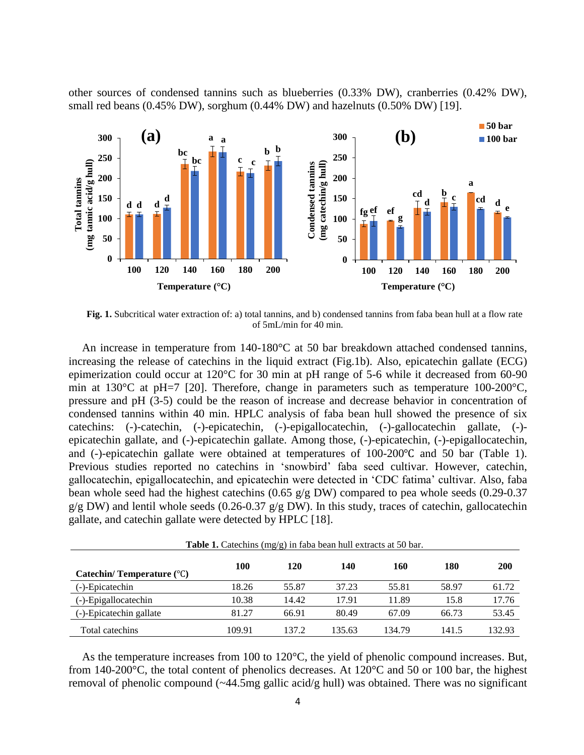other sources of condensed tannins such as blueberries (0.33% DW), cranberries (0.42% DW), small red beans (0.45% DW), sorghum (0.44% DW) and hazelnuts (0.50% DW) [19].

**Fig. 1.** Subcritical water extraction of: a) total tannins, and b) condensed tannins from faba bean hull at a flow rate of 5mL/min for 40 min.

An increase in temperature from 140-180°C at 50 bar breakdown attached condensed tannins, increasing the release of catechins in the liquid extract (Fig.1b). Also, epicatechin gallate (ECG) epimerization could occur at 120°C for 30 min at pH range of 5-6 while it decreased from 60-90 min at 130°C at pH=7 [20]. Therefore, change in parameters such as temperature 100-200°C, pressure and pH (3-5) could be the reason of increase and decrease behavior in concentration of condensed tannins within 40 min. HPLC analysis of faba bean hull showed the presence of six catechins: (-)-catechin, (-)-epicatechin, (-)-epigallocatechin, (-)-gallocatechin gallate, (-)-epicatechin gallate, and (-)-epicatechin gallate. Among those, (-)-epicatechin, (-)-epigallocatechin, and (-)-epicatechin gallate were obtained at temperatures of 100-200℃ and 50 bar (Table 1). Previous studies reported no catechins in 'snowbird' faba seed cultivar. However, catechin, gallocatechin, epigallocatechin, and epicatechin were detected in 'CDC fatima' cultivar. Also, faba bean whole seed had the highest catechins (0.65 g/g DW) compared to pea whole seeds (0.29-0.37 g/g DW) and lentil whole seeds (0.26-0.37 g/g DW). In this study, traces of catechin, gallocatechin gallate, and catechin gallate were detected by HPLC [18].

**Table 1.** Catechins (mg/g) in faba bean hull extracts at 50 bar.

| Catechin/ Temperature (℃) | 100 | 120 | 140 | 160 | 180 | 200 |
|---|---|---|---|---|---|---|
| (-)-Epicatechin | 18.26 | 55.87 | 37.23 | 55.81 | 58.97 | 61.72 |
| (-)-Epigallocatechin | 10.38 | 14.42 | 17.91 | 11.89 | 15.8 | 17.76 |
| (-)-Epicatechin gallate | 81.27 | 66.91 | 80.49 | 67.09 | 66.73 | 53.45 |
| Total catechins | 109.91 | 137.2 | 135.63 | 134.79 | 141.5 | 132.93 |

As the temperature increases from 100 to 120°C, the yield of phenolic compound increases. But, from 140-200°C, the total content of phenolics decreases. At 120°C and 50 or 100 bar, the highest removal of phenolic compound (~44.5mg gallic acid/g hull) was obtained. There was no significant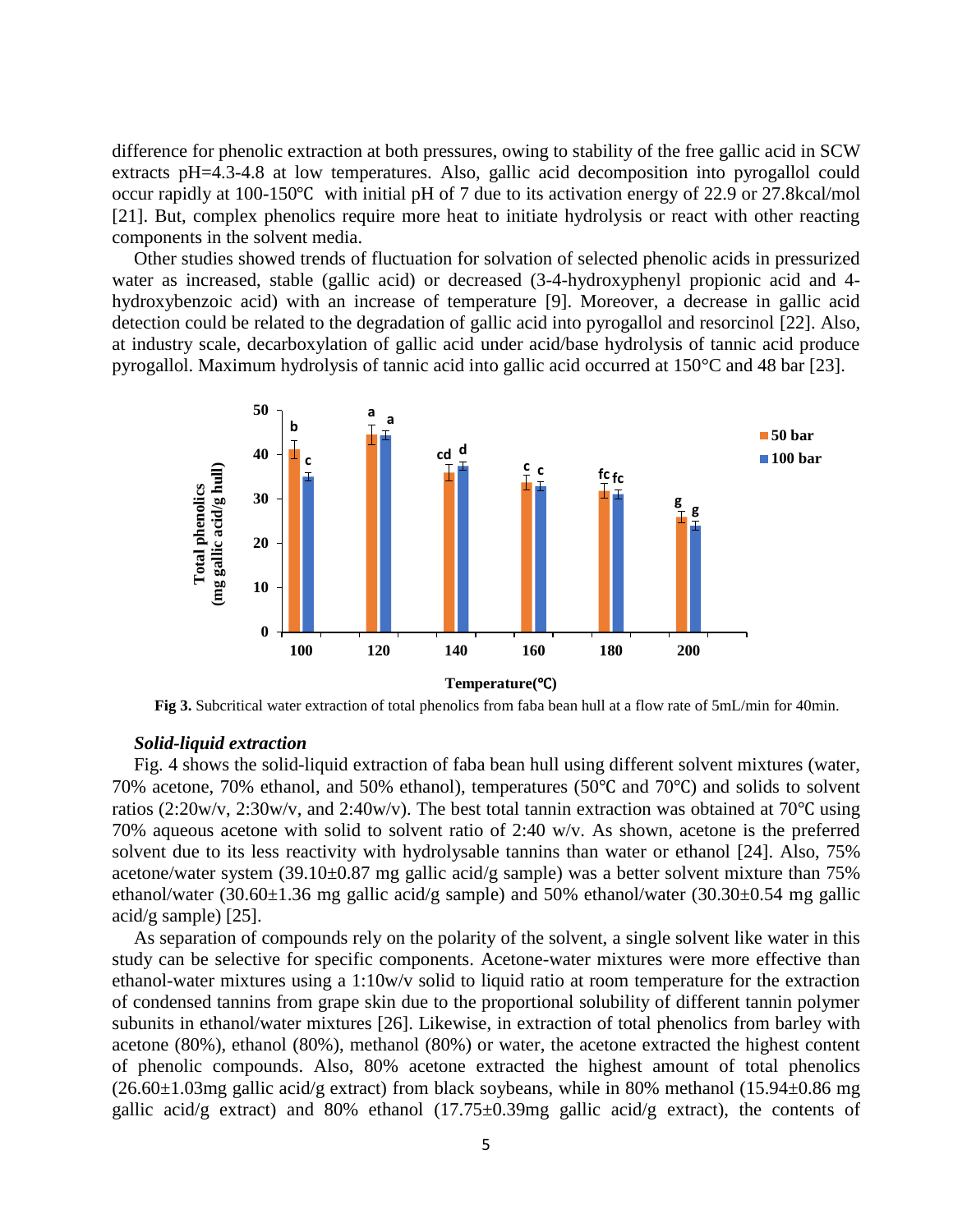difference for phenolic extraction at both pressures, owing to stability of the free gallic acid in SCW extracts pH=4.3-4.8 at low temperatures. Also, gallic acid decomposition into pyrogallol could occur rapidly at 100-150℃ with initial pH of 7 due to its activation energy of 22.9 or 27.8kcal/mol [21]. But, complex phenolics require more heat to initiate hydrolysis or react with other reacting components in the solvent media.

Other studies showed trends of fluctuation for solvation of selected phenolic acids in pressurized water as increased, stable (gallic acid) or decreased (3-4-hydroxyphenyl propionic acid and 4-hydroxybenzoic acid) with an increase of temperature [9]. Moreover, a decrease in gallic acid detection could be related to the degradation of gallic acid into pyrogallol and resorcinol [22]. Also, at industry scale, decarboxylation of gallic acid under acid/base hydrolysis of tannic acid produce pyrogallol. Maximum hydrolysis of tannic acid into gallic acid occurred at 150°C and 48 bar [23].

**Fig 3.** Subcritical water extraction of total phenolics from faba bean hull at a flow rate of 5mL/min for 40min.

### *Solid-liquid extraction*

Fig. 4 shows the solid-liquid extraction of faba bean hull using different solvent mixtures (water, 70% acetone, 70% ethanol, and 50% ethanol), temperatures (50℃ and 70℃) and solids to solvent ratios (2:20w/v, 2:30w/v, and 2:40w/v). The best total tannin extraction was obtained at 70℃ using 70% aqueous acetone with solid to solvent ratio of 2:40 w/v. As shown, acetone is the preferred solvent due to its less reactivity with hydrolysable tannins than water or ethanol [24]. Also, 75% acetone/water system (39.10±0.87 mg gallic acid/g sample) was a better solvent mixture than 75% ethanol/water (30.60±1.36 mg gallic acid/g sample) and 50% ethanol/water (30.30±0.54 mg gallic acid/g sample) [25].

As separation of compounds rely on the polarity of the solvent, a single solvent like water in this study can be selective for specific components. Acetone-water mixtures were more effective than ethanol-water mixtures using a 1:10w/v solid to liquid ratio at room temperature for the extraction of condensed tannins from grape skin due to the proportional solubility of different tannin polymer subunits in ethanol/water mixtures [26]. Likewise, in extraction of total phenolics from barley with acetone (80%), ethanol (80%), methanol (80%) or water, the acetone extracted the highest content of phenolic compounds. Also, 80% acetone extracted the highest amount of total phenolics (26.60±1.03mg gallic acid/g extract) from black soybeans, while in 80% methanol (15.94±0.86 mg gallic acid/g extract) and 80% ethanol (17.75±0.39mg gallic acid/g extract), the contents of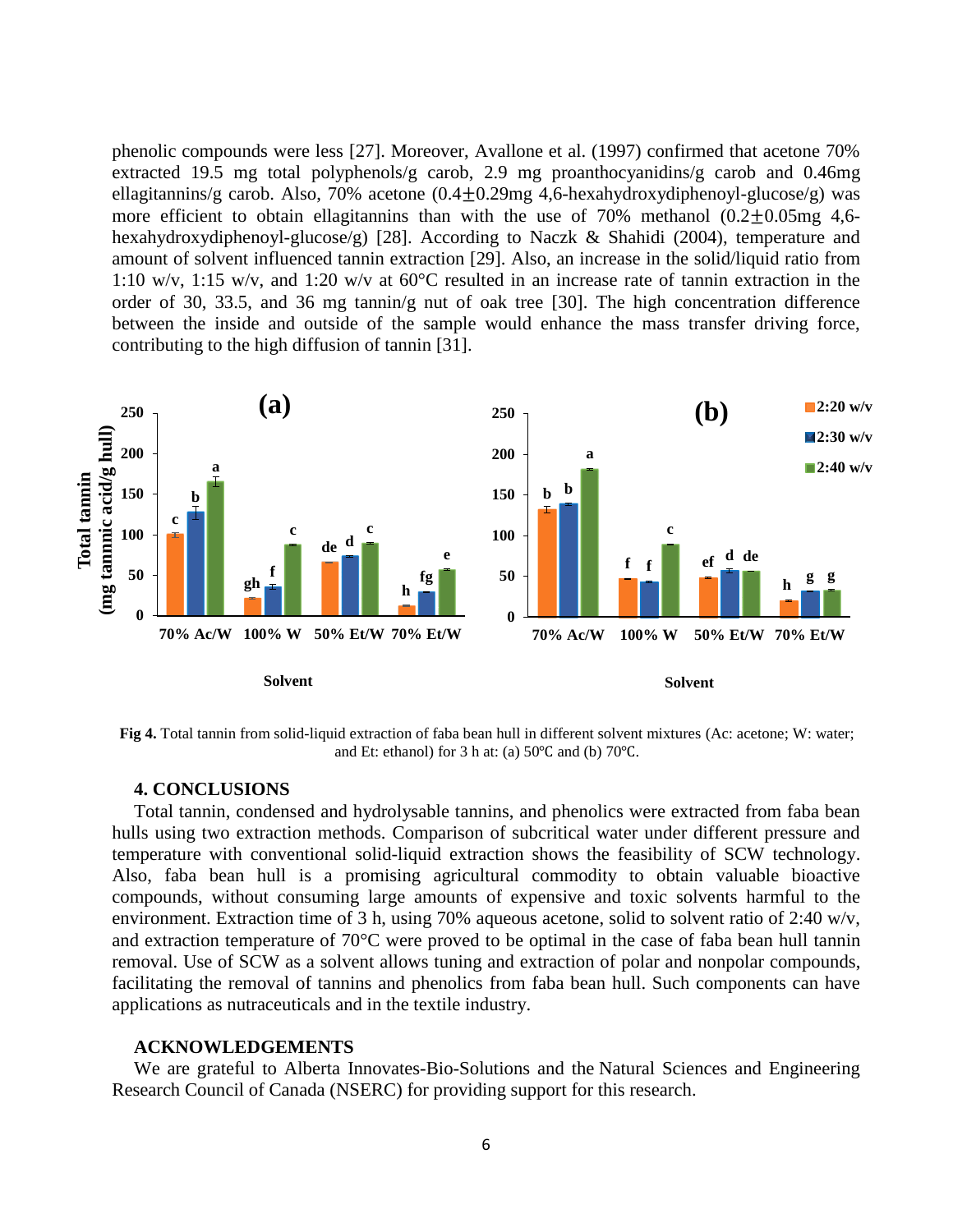phenolic compounds were less [27]. Moreover, Avallone et al. (1997) confirmed that acetone 70% extracted 19.5 mg total polyphenols/g carob, 2.9 mg proanthocyanidins/g carob and 0.46mg ellagitannins/g carob. Also, 70% acetone (0.4$\pm$0.29mg 4,6-hexahydroxydiphenoyl-glucose/g) was more efficient to obtain ellagitannins than with the use of 70% methanol (0.2$\pm$0.05mg 4,6-hexahydroxydiphenoyl-glucose/g) [28]. According to Naczk & Shahidi (2004), temperature and amount of solvent influenced tannin extraction [29]. Also, an increase in the solid/liquid ratio from 1:10 w/v, 1:15 w/v, and 1:20 w/v at 60°C resulted in an increase rate of tannin extraction in the order of 30, 33.5, and 36 mg tannin/g nut of oak tree [30]. The high concentration difference between the inside and outside of the sample would enhance the mass transfer driving force, contributing to the high diffusion of tannin [31].

**Fig 4.** Total tannin from solid-liquid extraction of faba bean hull in different solvent mixtures (Ac: acetone; W: water; and Et: ethanol) for 3 h at: (a) 50℃ and (b) 70℃.

## 4. CONCLUSIONS

Total tannin, condensed and hydrolysable tannins, and phenolics were extracted from faba bean hulls using two extraction methods. Comparison of subcritical water under different pressure and temperature with conventional solid-liquid extraction shows the feasibility of SCW technology. Also, faba bean hull is a promising agricultural commodity to obtain valuable bioactive compounds, without consuming large amounts of expensive and toxic solvents harmful to the environment. Extraction time of 3 h, using 70% aqueous acetone, solid to solvent ratio of 2:40 w/v, and extraction temperature of 70°C were proved to be optimal in the case of faba bean hull tannin removal. Use of SCW as a solvent allows tuning and extraction of polar and nonpolar compounds, facilitating the removal of tannins and phenolics from faba bean hull. Such components can have applications as nutraceuticals and in the textile industry.

## ACKNOWLEDGEMENTS

We are grateful to Alberta Innovates-Bio-Solutions and the Natural Sciences and Engineering Research Council of Canada (NSERC) for providing support for this research.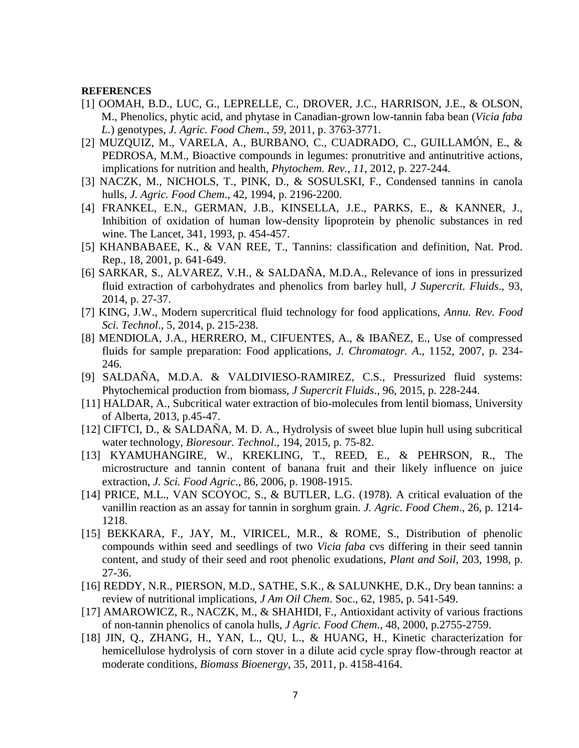**REFERENCES**

[1] OOMAH, B.D., LUC, G., LEPRELLE, C., DROVER, J.C., HARRISON, J.E., & OLSON, M., Phenolics, phytic acid, and phytase in Canadian-grown low-tannin faba bean (*Vicia faba L.*) genotypes, *J. Agric. Food Chem.*, *59*, 2011, p. 3763-3771.

[2] MUZQUIZ, M., VARELA, A., BURBANO, C., CUADRADO, C., GUILLAMÓN, E., & PEDROSA, M.M., Bioactive compounds in legumes: pronutritive and antinutritive actions, implications for nutrition and health, *Phytochem. Rev.*, *11*, 2012, p. 227-244.

[3] NACZK, M., NICHOLS, T., PINK, D., & SOSULSKI, F., Condensed tannins in canola hulls, *J. Agric. Food Chem*., 42, 1994, p. 2196-2200.

[4] FRANKEL, E.N., GERMAN, J.B., KINSELLA, J.E., PARKS, E., & KANNER, J., Inhibition of oxidation of human low-density lipoprotein by phenolic substances in red wine. The Lancet, 341, 1993, p. 454-457.

[5] KHANBABAEE, K., & VAN REE, T., Tannins: classification and definition, Nat. Prod. Rep., 18, 2001, p. 641-649.

[6] SARKAR, S., ALVAREZ, V.H., & SALDAÑA, M.D.A., Relevance of ions in pressurized fluid extraction of carbohydrates and phenolics from barley hull, *J Supercrit. Fluids*., 93, 2014, p. 27-37.

[7] KING, J.W., Modern supercritical fluid technology for food applications, *Annu. Rev. Food Sci. Technol*., 5, 2014, p. 215-238.

[8] MENDIOLA, J.A., HERRERO, M., CIFUENTES, A., & IBAÑEZ, E., Use of compressed fluids for sample preparation: Food applications, *J. Chromatogr. A*., 1152, 2007, p. 234-246.

[9] SALDAÑA, M.D.A. & VALDIVIESO-RAMIREZ, C.S., Pressurized fluid systems: Phytochemical production from biomass, *J Supercrit Fluids*., 96, 2015, p. 228-244.

[11] HALDAR, A., Subcritical water extraction of bio-molecules from lentil biomass, University of Alberta, 2013, p.45-47.

[12] CIFTCI, D., & SALDAÑA, M. D. A., Hydrolysis of sweet blue lupin hull using subcritical water technology, *Bioresour. Technol*., 194, 2015, p. 75-82.

[13] KYAMUHANGIRE, W., KREKLING, T., REED, E., & PEHRSON, R., The microstructure and tannin content of banana fruit and their likely influence on juice extraction, *J. Sci. Food Agric*., 86, 2006, p. 1908-1915.

[14] PRICE, M.L., VAN SCOYOC, S., & BUTLER, L.G. (1978). A critical evaluation of the vanillin reaction as an assay for tannin in sorghum grain. *J. Agric. Food Chem*., 26, p. 1214-1218.

[15] BEKKARA, F., JAY, M., VIRICEL, M.R., & ROME, S., Distribution of phenolic compounds within seed and seedlings of two *Vicia faba* cvs differing in their seed tannin content, and study of their seed and root phenolic exudations, *Plant and Soil*, 203, 1998, p. 27-36.

[16] REDDY, N.R., PIERSON, M.D., SATHE, S.K., & SALUNKHE, D.K., Dry bean tannins: a review of nutritional implications, *J Am Oil Chem*. Soc., 62, 1985, p. 541-549.

[17] AMAROWICZ, R., NACZK, M., & SHAHIDI, F., Antioxidant activity of various fractions of non-tannin phenolics of canola hulls, *J Agric. Food Chem.*, 48, 2000, p.2755-2759.

[18] JIN, Q., ZHANG, H., YAN, L., QU, L., & HUANG, H., Kinetic characterization for hemicellulose hydrolysis of corn stover in a dilute acid cycle spray flow-through reactor at moderate conditions, *Biomass Bioenergy*, 35, 2011, p. 4158-4164.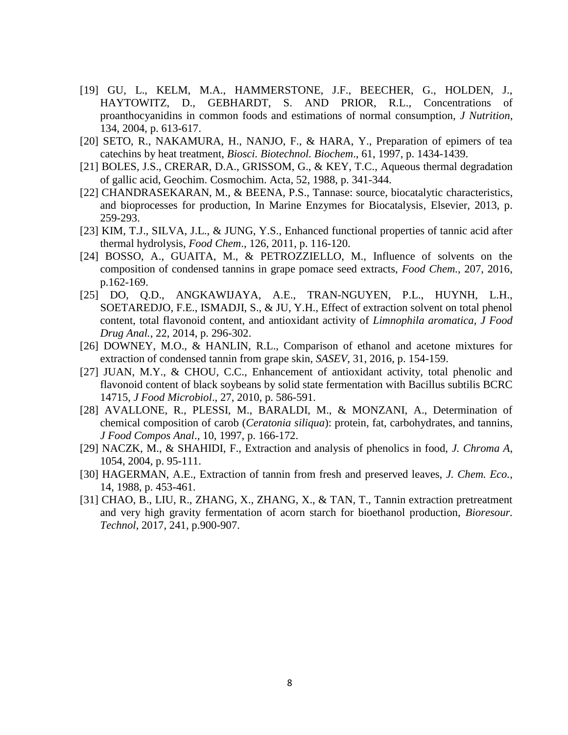[19] GU, L., KELM, M.A., HAMMERSTONE, J.F., BEECHER, G., HOLDEN, J., HAYTOWITZ, D., GEBHARDT, S. AND PRIOR, R.L., Concentrations of proanthocyanidins in common foods and estimations of normal consumption, *J Nutrition*, 134, 2004, p. 613-617.

[20] SETO, R., NAKAMURA, H., NANJO, F., & HARA, Y., Preparation of epimers of tea catechins by heat treatment, *Biosci. Biotechnol. Biochem*., 61, 1997, p. 1434-1439.

[21] BOLES, J.S., CRERAR, D.A., GRISSOM, G., & KEY, T.C., Aqueous thermal degradation of gallic acid, Geochim. Cosmochim. Acta, 52, 1988, p. 341-344.

[22] CHANDRASEKARAN, M., & BEENA, P.S., Tannase: source, biocatalytic characteristics, and bioprocesses for production, In Marine Enzymes for Biocatalysis, Elsevier, 2013, p. 259-293.

[23] KIM, T.J., SILVA, J.L., & JUNG, Y.S., Enhanced functional properties of tannic acid after thermal hydrolysis, *Food Chem*., 126, 2011, p. 116-120.

[24] BOSSO, A., GUAITA, M., & PETROZZIELLO, M., Influence of solvents on the composition of condensed tannins in grape pomace seed extracts, *Food Chem*., 207, 2016, p.162-169.

[25] DO, Q.D., ANGKAWIJAYA, A.E., TRAN-NGUYEN, P.L., HUYNH, L.H., SOETAREDJO, F.E., ISMADJI, S., & JU, Y.H., Effect of extraction solvent on total phenol content, total flavonoid content, and antioxidant activity of *Limnophila aromatica*, *J Food Drug Anal.*, 22, 2014, p. 296-302.

[26] DOWNEY, M.O., & HANLIN, R.L., Comparison of ethanol and acetone mixtures for extraction of condensed tannin from grape skin, *SASEV*, 31, 2016, p. 154-159.

[27] JUAN, M.Y., & CHOU, C.C., Enhancement of antioxidant activity, total phenolic and flavonoid content of black soybeans by solid state fermentation with Bacillus subtilis BCRC 14715, *J Food Microbiol*., 27, 2010, p. 586-591.

[28] AVALLONE, R., PLESSI, M., BARALDI, M., & MONZANI, A., Determination of chemical composition of carob (*Ceratonia siliqua*): protein, fat, carbohydrates, and tannins, *J Food Compos Anal*., 10, 1997, p. 166-172.

[29] NACZK, M., & SHAHIDI, F., Extraction and analysis of phenolics in food, *J. Chroma A*, 1054, 2004, p. 95-111.

[30] HAGERMAN, A.E., Extraction of tannin from fresh and preserved leaves, *J. Chem. Eco.*, 14, 1988, p. 453-461.

[31] CHAO, B., LIU, R., ZHANG, X., ZHANG, X., & TAN, T., Tannin extraction pretreatment and very high gravity fermentation of acorn starch for bioethanol production, *Bioresour. Technol*, 2017, 241, p.900-907.